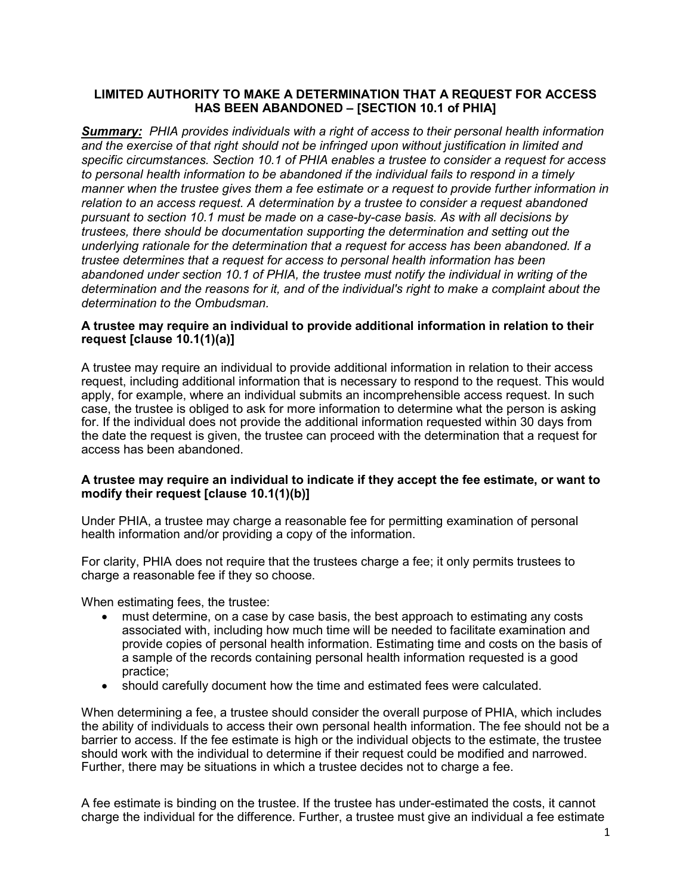**LIMITED AUTHORITY TO MAKE A DETERMINATION THAT A REQUEST FOR ACCESS HAS BEEN ABANDONED – [SECTION 10.1 of PHIA]**

***Summary:*** *PHIA provides individuals with a right of access to their personal health information and the exercise of that right should not be infringed upon without justification in limited and specific circumstances. Section 10.1 of PHIA enables a trustee to consider a request for access to personal health information to be abandoned if the individual fails to respond in a timely manner when the trustee gives them a fee estimate or a request to provide further information in relation to an access request. A determination by a trustee to consider a request abandoned pursuant to section 10.1 must be made on a case-by-case basis. As with all decisions by trustees, there should be documentation supporting the determination and setting out the underlying rationale for the determination that a request for access has been abandoned. If a trustee determines that a request for access to personal health information has been abandoned under section 10.1 of PHIA, the trustee must notify the individual in writing of the determination and the reasons for it, and of the individual's right to make a complaint about the determination to the Ombudsman.*

**A trustee may require an individual to provide additional information in relation to their request [clause 10.1(1)(a)]**

A trustee may require an individual to provide additional information in relation to their access request, including additional information that is necessary to respond to the request. This would apply, for example, where an individual submits an incomprehensible access request. In such case, the trustee is obliged to ask for more information to determine what the person is asking for. If the individual does not provide the additional information requested within 30 days from the date the request is given, the trustee can proceed with the determination that a request for access has been abandoned.

**A trustee may require an individual to indicate if they accept the fee estimate, or want to modify their request [clause 10.1(1)(b)]**

Under PHIA, a trustee may charge a reasonable fee for permitting examination of personal health information and/or providing a copy of the information.

For clarity, PHIA does not require that the trustees charge a fee; it only permits trustees to charge a reasonable fee if they so choose.

When estimating fees, the trustee:

- must determine, on a case by case basis, the best approach to estimating any costs associated with, including how much time will be needed to facilitate examination and provide copies of personal health information. Estimating time and costs on the basis of a sample of the records containing personal health information requested is a good practice;
- should carefully document how the time and estimated fees were calculated.

When determining a fee, a trustee should consider the overall purpose of PHIA, which includes the ability of individuals to access their own personal health information. The fee should not be a barrier to access. If the fee estimate is high or the individual objects to the estimate, the trustee should work with the individual to determine if their request could be modified and narrowed. Further, there may be situations in which a trustee decides not to charge a fee.

A fee estimate is binding on the trustee. If the trustee has under-estimated the costs, it cannot charge the individual for the difference. Further, a trustee must give an individual a fee estimate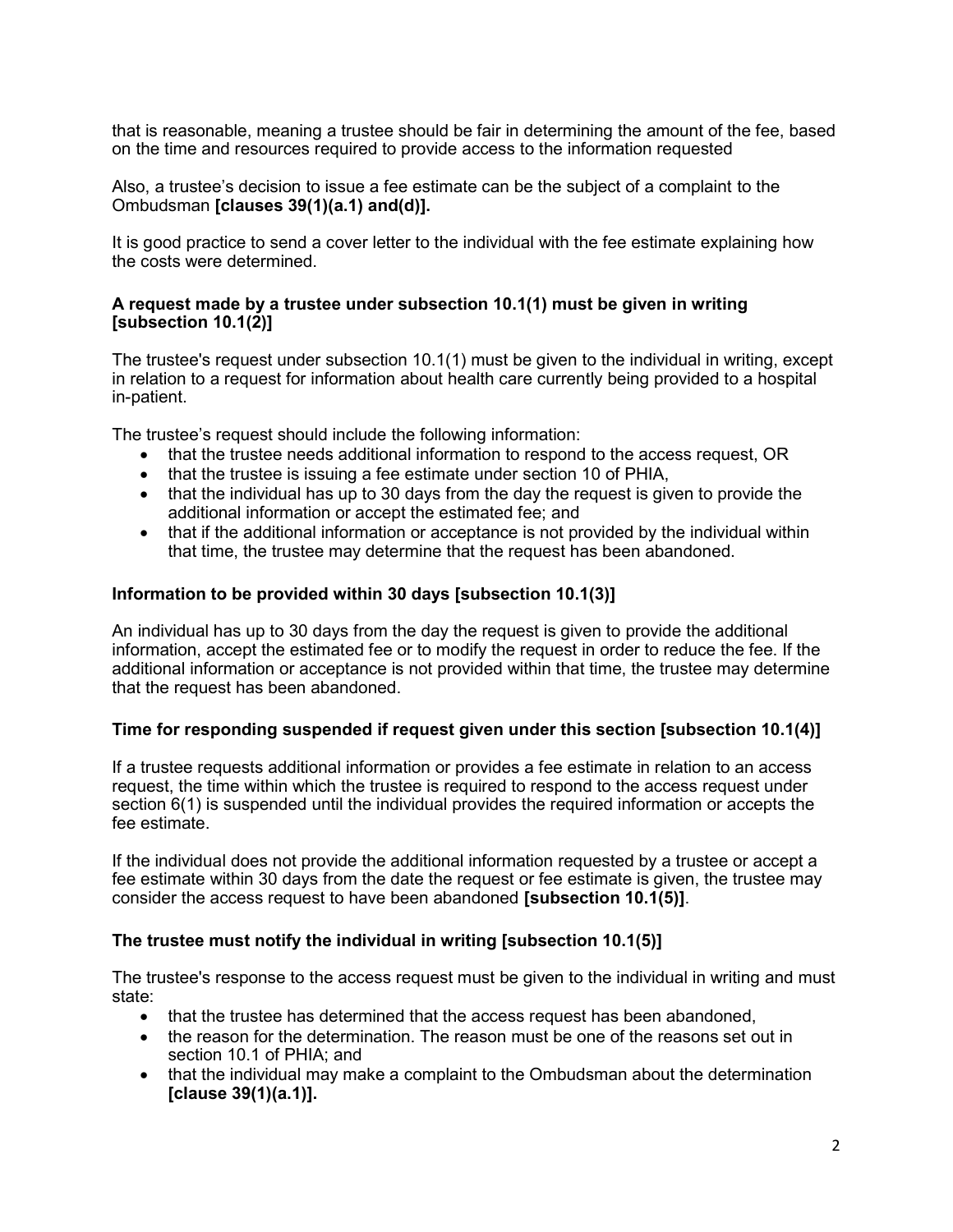that is reasonable, meaning a trustee should be fair in determining the amount of the fee, based on the time and resources required to provide access to the information requested

Also, a trustee's decision to issue a fee estimate can be the subject of a complaint to the Ombudsman **[clauses 39(1)(a.1) and(d)].**

It is good practice to send a cover letter to the individual with the fee estimate explaining how the costs were determined.

**A request made by a trustee under subsection 10.1(1) must be given in writing [subsection 10.1(2)]**

The trustee's request under subsection 10.1(1) must be given to the individual in writing, except in relation to a request for information about health care currently being provided to a hospital in-patient.

The trustee's request should include the following information:

- that the trustee needs additional information to respond to the access request, OR
- that the trustee is issuing a fee estimate under section 10 of PHIA,
- that the individual has up to 30 days from the day the request is given to provide the additional information or accept the estimated fee; and
- that if the additional information or acceptance is not provided by the individual within that time, the trustee may determine that the request has been abandoned.

**Information to be provided within 30 days [subsection 10.1(3)]**

An individual has up to 30 days from the day the request is given to provide the additional information, accept the estimated fee or to modify the request in order to reduce the fee. If the additional information or acceptance is not provided within that time, the trustee may determine that the request has been abandoned.

**Time for responding suspended if request given under this section [subsection 10.1(4)]**

If a trustee requests additional information or provides a fee estimate in relation to an access request, the time within which the trustee is required to respond to the access request under section 6(1) is suspended until the individual provides the required information or accepts the fee estimate.

If the individual does not provide the additional information requested by a trustee or accept a fee estimate within 30 days from the date the request or fee estimate is given, the trustee may consider the access request to have been abandoned **[subsection 10.1(5)]**.

**The trustee must notify the individual in writing [subsection 10.1(5)]**

The trustee's response to the access request must be given to the individual in writing and must state:

- that the trustee has determined that the access request has been abandoned,
- the reason for the determination. The reason must be one of the reasons set out in section 10.1 of PHIA; and
- that the individual may make a complaint to the Ombudsman about the determination **[clause 39(1)(a.1)].**